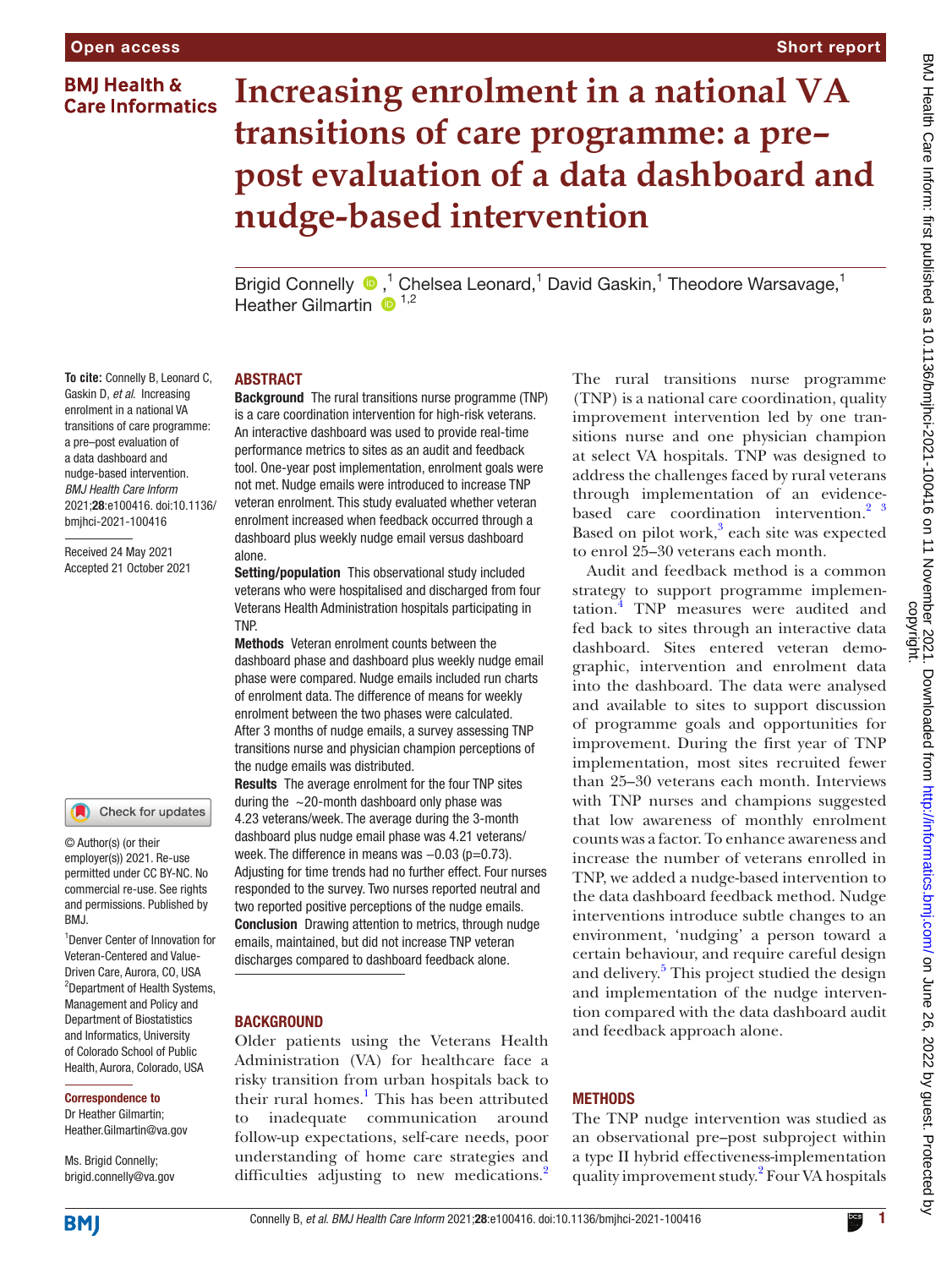# Increasing enrolment in a national VA transitions of care programme: a pre–post evaluation of a data dashboard and nudge-based intervention

Brigid Connelly ,[1] Chelsea Leonard,[1] David Gaskin,[1] Theodore Warsavage,[1] Heather Gilmartin [1,2]

**To cite:** Connelly B, Leonard C, Gaskin D, *et al*. Increasing enrolment in a national VA transitions of care programme: a pre–post evaluation of a data dashboard and nudge-based intervention. *BMJ Health Care Inform* 2021;**28**:e100416. doi:10.1136/bmjhci-2021-100416

Received 24 May 2021
Accepted 21 October 2021

© Author(s) (or their employer(s)) 2021. Re-use permitted under CC BY-NC. No commercial re-use. See rights and permissions. Published by BMJ.

[1]Denver Center of Innovation for Veteran-Centered and Value-Driven Care, Aurora, CO, USA
[2]Department of Health Systems, Management and Policy and Department of Biostatistics and Informatics, University of Colorado School of Public Health, Aurora, Colorado, USA

**Correspondence to**
Dr Heather Gilmartin; Heather.Gilmartin@va.gov

Ms. Brigid Connelly; brigid.connelly@va.gov

## ABSTRACT

**Background** The rural transitions nurse programme (TNP) is a care coordination intervention for high-risk veterans. An interactive dashboard was used to provide real-time performance metrics to sites as an audit and feedback tool. One-year post implementation, enrolment goals were not met. Nudge emails were introduced to increase TNP veteran enrolment. This study evaluated whether veteran enrolment increased when feedback occurred through a dashboard plus weekly nudge email versus dashboard alone.

**Setting/population** This observational study included veterans who were hospitalised and discharged from four Veterans Health Administration hospitals participating in TNP.

**Methods** Veteran enrolment counts between the dashboard phase and dashboard plus weekly nudge email phase were compared. Nudge emails included run charts of enrolment data. The difference of means for weekly enrolment between the two phases were calculated. After 3 months of nudge emails, a survey assessing TNP transitions nurse and physician champion perceptions of the nudge emails was distributed.

**Results** The average enrolment for the four TNP sites during the ~20-month dashboard only phase was 4.23 veterans/week. The average during the 3-month dashboard plus nudge email phase was 4.21 veterans/week. The difference in means was −0.03 (p=0.73). Adjusting for time trends had no further effect. Four nurses responded to the survey. Two nurses reported neutral and two reported positive perceptions of the nudge emails.

**Conclusion** Drawing attention to metrics, through nudge emails, maintained, but did not increase TNP veteran discharges compared to dashboard feedback alone.

## BACKGROUND

Older patients using the Veterans Health Administration (VA) for healthcare face a risky transition from urban hospitals back to their rural homes.[1] This has been attributed to inadequate communication around follow-up expectations, self-care needs, poor understanding of home care strategies and difficulties adjusting to new medications.[2]

The rural transitions nurse programme (TNP) is a national care coordination, quality improvement intervention led by one transitions nurse and one physician champion at select VA hospitals. TNP was designed to address the challenges faced by rural veterans through implementation of an evidence-based care coordination intervention.[2,3] Based on pilot work,[3] each site was expected to enrol 25–30 veterans each month.

Audit and feedback method is a common strategy to support programme implementation.[4] TNP measures were audited and fed back to sites through an interactive data dashboard. Sites entered veteran demographic, intervention and enrolment data into the dashboard. The data were analysed and available to sites to support discussion of programme goals and opportunities for improvement. During the first year of TNP implementation, most sites recruited fewer than 25–30 veterans each month. Interviews with TNP nurses and champions suggested that low awareness of monthly enrolment counts was a factor. To enhance awareness and increase the number of veterans enrolled in TNP, we added a nudge-based intervention to the data dashboard feedback method. Nudge interventions introduce subtle changes to an environment, 'nudging' a person toward a certain behaviour, and require careful design and delivery.[5] This project studied the design and implementation of the nudge intervention compared with the data dashboard audit and feedback approach alone.

## METHODS

The TNP nudge intervention was studied as an observational pre–post subproject within a type II hybrid effectiveness-implementation quality improvement study.[2] Four VA hospitals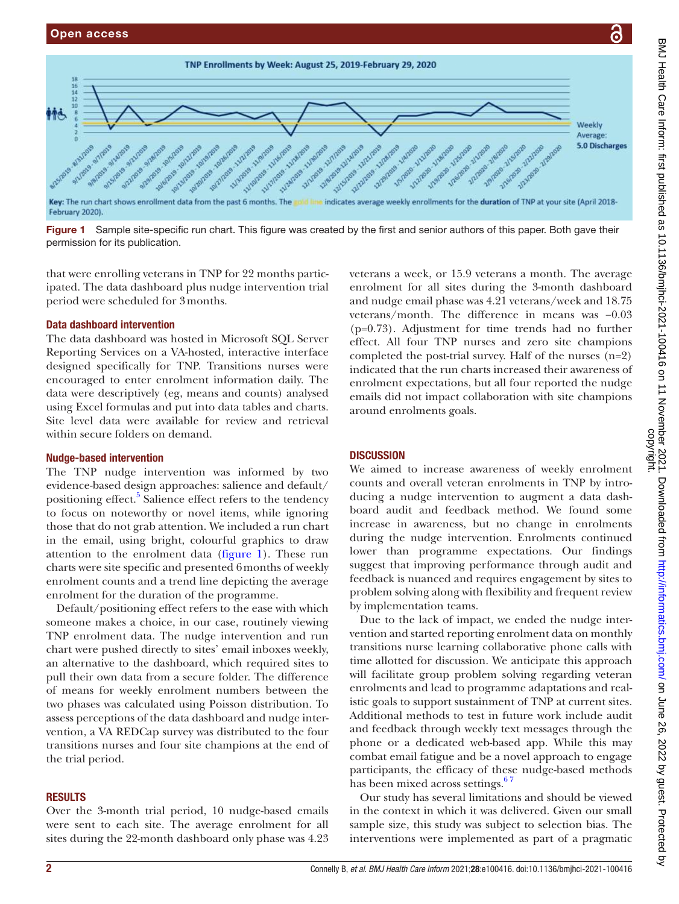Figure 1 Sample site-specific run chart. This figure was created by the first and senior authors of this paper. Both gave their permission for its publication.

that were enrolling veterans in TNP for 22 months participated. The data dashboard plus nudge intervention trial period were scheduled for 3 months.

### Data dashboard intervention

The data dashboard was hosted in Microsoft SQL Server Reporting Services on a VA-hosted, interactive interface designed specifically for TNP. Transitions nurses were encouraged to enter enrolment information daily. The data were descriptively (eg, means and counts) analysed using Excel formulas and put into data tables and charts. Site level data were available for review and retrieval within secure folders on demand.

### Nudge-based intervention

The TNP nudge intervention was informed by two evidence-based design approaches: salience and default/positioning effect.[5] Salience effect refers to the tendency to focus on noteworthy or novel items, while ignoring those that do not grab attention. We included a run chart in the email, using bright, colourful graphics to draw attention to the enrolment data (figure 1). These run charts were site specific and presented 6 months of weekly enrolment counts and a trend line depicting the average enrolment for the duration of the programme.

Default/positioning effect refers to the ease with which someone makes a choice, in our case, routinely viewing TNP enrolment data. The nudge intervention and run chart were pushed directly to sites' email inboxes weekly, an alternative to the dashboard, which required sites to pull their own data from a secure folder. The difference of means for weekly enrolment numbers between the two phases was calculated using Poisson distribution. To assess perceptions of the data dashboard and nudge intervention, a VA REDCap survey was distributed to the four transitions nurses and four site champions at the end of the trial period.

## RESULTS

Over the 3-month trial period, 10 nudge-based emails were sent to each site. The average enrolment for all sites during the 22-month dashboard only phase was 4.23 veterans a week, or 15.9 veterans a month. The average enrolment for all sites during the 3-month dashboard and nudge email phase was 4.21 veterans/week and 18.75 veterans/month. The difference in means was −0.03 (p=0.73). Adjustment for time trends had no further effect. All four TNP nurses and zero site champions completed the post-trial survey. Half of the nurses (n=2) indicated that the run charts increased their awareness of enrolment expectations, but all four reported the nudge emails did not impact collaboration with site champions around enrolments goals.

## DISCUSSION

We aimed to increase awareness of weekly enrolment counts and overall veteran enrolments in TNP by introducing a nudge intervention to augment a data dashboard audit and feedback method. We found some increase in awareness, but no change in enrolments during the nudge intervention. Enrolments continued lower than programme expectations. Our findings suggest that improving performance through audit and feedback is nuanced and requires engagement by sites to problem solving along with flexibility and frequent review by implementation teams.

Due to the lack of impact, we ended the nudge intervention and started reporting enrolment data on monthly transitions nurse learning collaborative phone calls with time allotted for discussion. We anticipate this approach will facilitate group problem solving regarding veteran enrolments and lead to programme adaptations and realistic goals to support sustainment of TNP at current sites. Additional methods to test in future work include audit and feedback through weekly text messages through the phone or a dedicated web-based app. While this may combat email fatigue and be a novel approach to engage participants, the efficacy of these nudge-based methods has been mixed across settings.[6,7]

Our study has several limitations and should be viewed in the context in which it was delivered. Given our small sample size, this study was subject to selection bias. The interventions were implemented as part of a pragmatic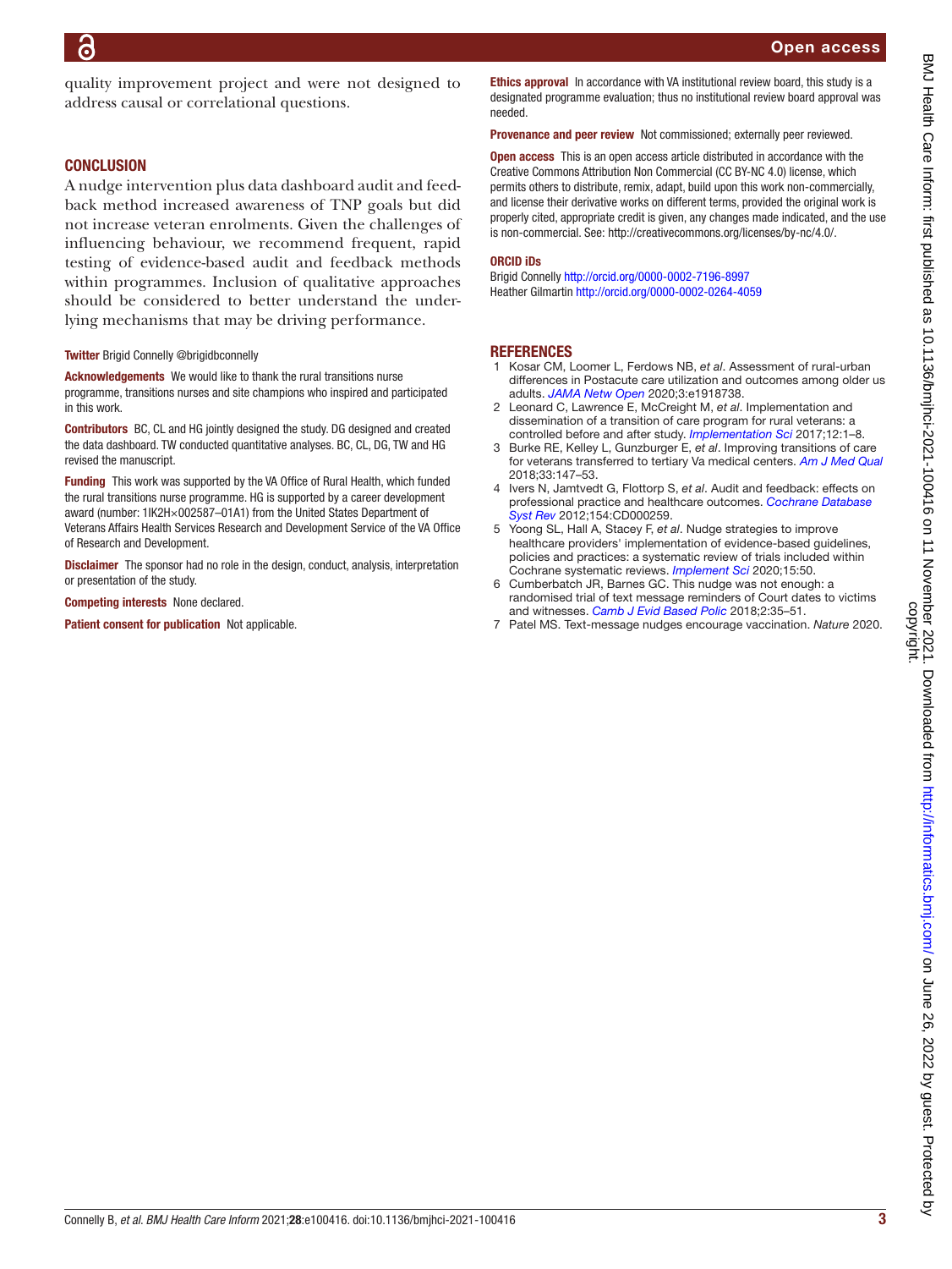quality improvement project and were not designed to address causal or correlational questions.

## CONCLUSION

A nudge intervention plus data dashboard audit and feedback method increased awareness of TNP goals but did not increase veteran enrolments. Given the challenges of influencing behaviour, we recommend frequent, rapid testing of evidence-based audit and feedback methods within programmes. Inclusion of qualitative approaches should be considered to better understand the underlying mechanisms that may be driving performance.

**Twitter** Brigid Connelly @brigidbconnelly

**Acknowledgements** We would like to thank the rural transitions nurse programme, transitions nurses and site champions who inspired and participated in this work.

**Contributors** BC, CL and HG jointly designed the study. DG designed and created the data dashboard. TW conducted quantitative analyses. BC, CL, DG, TW and HG revised the manuscript.

**Funding** This work was supported by the VA Office of Rural Health, which funded the rural transitions nurse programme. HG is supported by a career development award (number: 1IK2H×002587–01A1) from the United States Department of Veterans Affairs Health Services Research and Development Service of the VA Office of Research and Development.

**Disclaimer** The sponsor had no role in the design, conduct, analysis, interpretation or presentation of the study.

**Competing interests** None declared.

**Patient consent for publication** Not applicable.

**Ethics approval** In accordance with VA institutional review board, this study is a designated programme evaluation; thus no institutional review board approval was needed.

**Provenance and peer review** Not commissioned; externally peer reviewed.

**Open access** This is an open access article distributed in accordance with the Creative Commons Attribution Non Commercial (CC BY-NC 4.0) license, which permits others to distribute, remix, adapt, build upon this work non-commercially, and license their derivative works on different terms, provided the original work is properly cited, appropriate credit is given, any changes made indicated, and the use is non-commercial. See: http://creativecommons.org/licenses/by-nc/4.0/.

**ORCID iDs**

Brigid Connelly http://orcid.org/0000-0002-7196-8997
Heather Gilmartin http://orcid.org/0000-0002-0264-4059

## REFERENCES

1. Kosar CM, Loomer L, Ferdows NB, *et al*. Assessment of rural-urban differences in Postacute care utilization and outcomes among older us adults. *JAMA Netw Open* 2020;3:e1918738.
2. Leonard C, Lawrence E, McCreight M, *et al*. Implementation and dissemination of a transition of care program for rural veterans: a controlled before and after study. *Implementation Sci* 2017;12:1–8.
3. Burke RE, Kelley L, Gunzburger E, *et al*. Improving transitions of care for veterans transferred to tertiary Va medical centers. *Am J Med Qual* 2018;33:147–53.
4. Ivers N, Jamtvedt G, Flottorp S, *et al*. Audit and feedback: effects on professional practice and healthcare outcomes. *Cochrane Database Syst Rev* 2012;154:CD000259.
5. Yoong SL, Hall A, Stacey F, *et al*. Nudge strategies to improve healthcare providers' implementation of evidence-based guidelines, policies and practices: a systematic review of trials included within Cochrane systematic reviews. *Implement Sci* 2020;15:50.
6. Cumberbatch JR, Barnes GC. This nudge was not enough: a randomised trial of text message reminders of Court dates to victims and witnesses. *Camb J Evid Based Polic* 2018;2:35–51.
7. Patel MS. Text-message nudges encourage vaccination. *Nature* 2020.